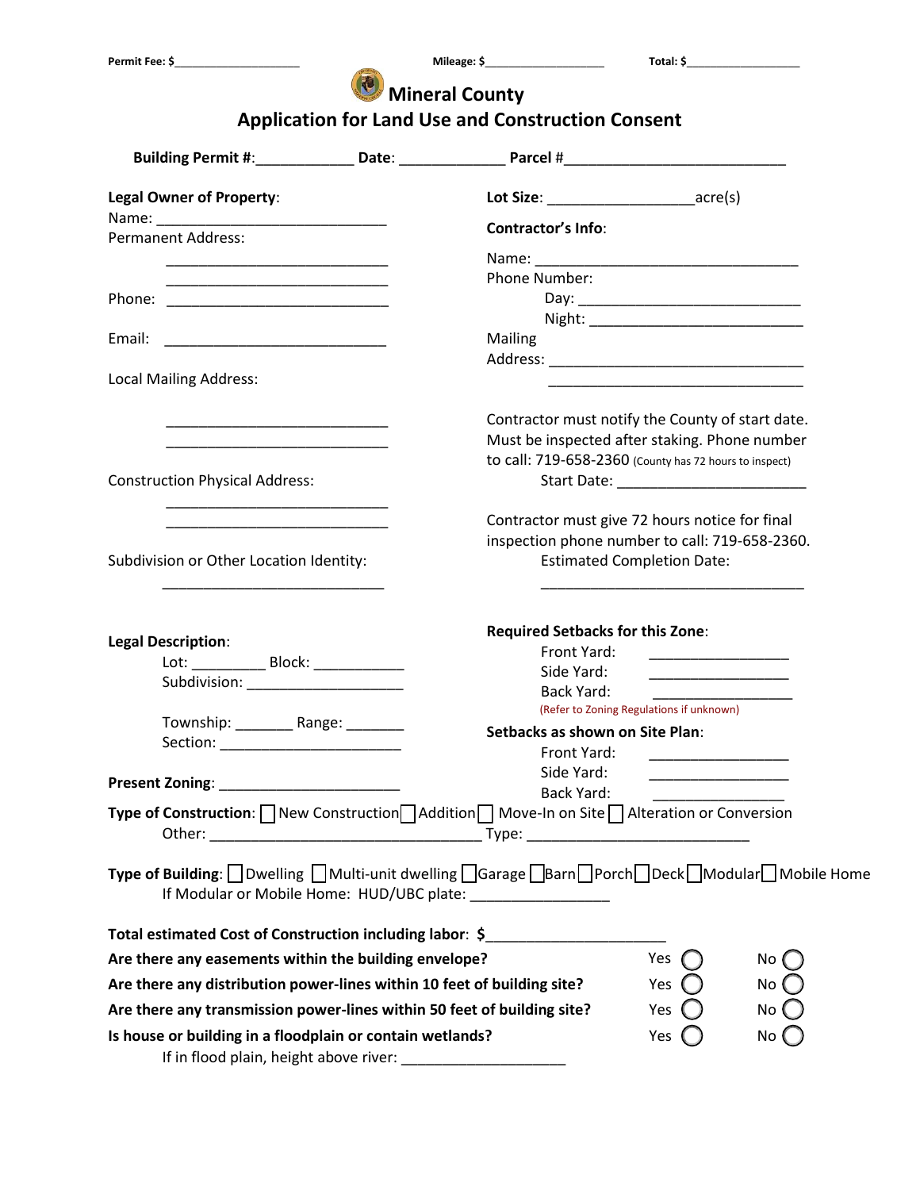**Permit Fee: $**____________________ **Mileage: $**__________________ **Total: $**_________________

# Mineral County
## Application for Land Use and Construction Consent

**Building Permit #**:____________ **Date**: _____________ **Parcel #**___________________________

**Legal Owner of Property**:

Name: ____________________________

Permanent Address:

____________________________

____________________________

Phone: ____________________________

Email: ____________________________

Local Mailing Address:

____________________________

____________________________

Construction Physical Address:

____________________________

____________________________

Subdivision or Other Location Identity:

____________________________

**Lot Size**: __________________acre(s)

**Contractor's Info**:

Name: _________________________________

Phone Number:

Day: ____________________________

Night: ___________________________

Mailing Address: _________________________________

_________________________________

Contractor must notify the County of start date. Must be inspected after staking. Phone number to call: 719-658-2360 (County has 72 hours to inspect)

Start Date: ______________________

Contractor must give 72 hours notice for final inspection phone number to call: 719-658-2360.

Estimated Completion Date:

_________________________________

**Legal Description**:

Lot: _________ Block: ___________

Subdivision: ____________________

Township: _______ Range: _______

Section: ______________________

**Present Zoning**: ______________________

**Required Setbacks for this Zone**:

Front Yard: _________________

Side Yard: _________________

Back Yard: _________________

(Refer to Zoning Regulations if unknown)

**Setbacks as shown on Site Plan**:

Front Yard: _________________

Side Yard: _________________

Back Yard: _________________

**Type of Construction**: ☐ New Construction ☐ Addition ☐ Move-In on Site ☐ Alteration or Conversion

Other: _________________________________ Type: ___________________________

**Type of Building**: ☐ Dwelling ☐ Multi-unit dwelling ☐ Garage ☐ Barn ☐ Porch ☐ Deck ☐ Modular ☐ Mobile Home

If Modular or Mobile Home: HUD/UBC plate: ________________

**Total estimated Cost of Construction including labor**: $_____________________

**Are there any easements within the building envelope?** Yes ◯ No ◯

**Are there any distribution power-lines within 10 feet of building site?** Yes ◯ No ◯

**Are there any transmission power-lines within 50 feet of building site?** Yes ◯ No ◯

**Is house or building in a floodplain or contain wetlands?** Yes ◯ No ◯

If in flood plain, height above river: ____________________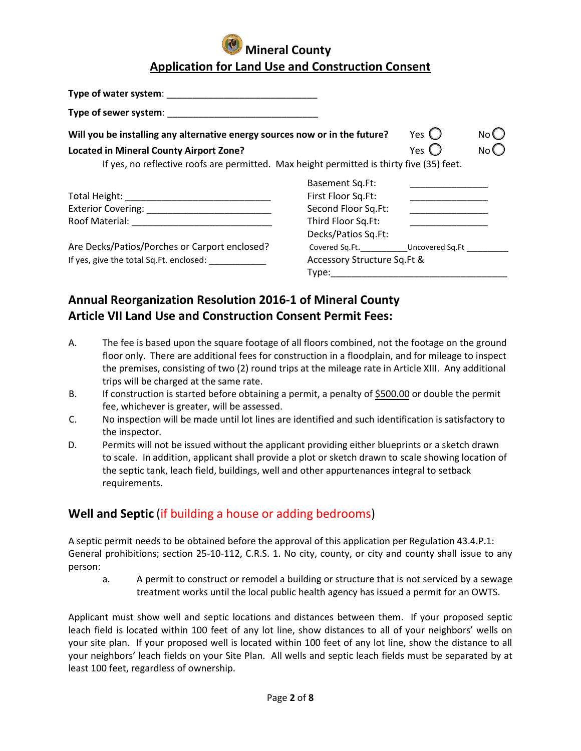# Mineral County

## Application for Land Use and Construction Consent

**Type of water system**: ______________________________

**Type of sewer system**: ______________________________

**Will you be installing any alternative energy sources now or in the future?** Yes ◯ No ◯

**Located in Mineral County Airport Zone?** Yes ◯ No ◯

If yes, no reflective roofs are permitted. Max height permitted is thirty five (35) feet.

Total Height: ____________________________

Exterior Covering: ________________________

Roof Material: ___________________________

Are Decks/Patios/Porches or Carport enclosed?

If yes, give the total Sq.Ft. enclosed: ____________

Basement Sq.Ft: _______________

First Floor Sq.Ft: _______________

Second Floor Sq.Ft: _______________

Third Floor Sq.Ft: _______________

Decks/Patios Sq.Ft:

Covered Sq.Ft.__________Uncovered Sq.Ft _________

Accessory Structure Sq.Ft & Type:___________________________________

## Annual Reorganization Resolution 2016-1 of Mineral County Article VII Land Use and Construction Consent Permit Fees:

A. The fee is based upon the square footage of all floors combined, not the footage on the ground floor only. There are additional fees for construction in a floodplain, and for mileage to inspect the premises, consisting of two (2) round trips at the mileage rate in Article XIII. Any additional trips will be charged at the same rate.

B. If construction is started before obtaining a permit, a penalty of $500.00 or double the permit fee, whichever is greater, will be assessed.

C. No inspection will be made until lot lines are identified and such identification is satisfactory to the inspector.

D. Permits will not be issued without the applicant providing either blueprints or a sketch drawn to scale. In addition, applicant shall provide a plot or sketch drawn to scale showing location of the septic tank, leach field, buildings, well and other appurtenances integral to setback requirements.

## Well and Septic (if building a house or adding bedrooms)

A septic permit needs to be obtained before the approval of this application per Regulation 43.4.P.1: General prohibitions; section 25-10-112, C.R.S. 1. No city, county, or city and county shall issue to any person:

a. A permit to construct or remodel a building or structure that is not serviced by a sewage treatment works until the local public health agency has issued a permit for an OWTS.

Applicant must show well and septic locations and distances between them. If your proposed septic leach field is located within 100 feet of any lot line, show distances to all of your neighbors' wells on your site plan. If your proposed well is located within 100 feet of any lot line, show the distance to all your neighbors' leach fields on your Site Plan. All wells and septic leach fields must be separated by at least 100 feet, regardless of ownership.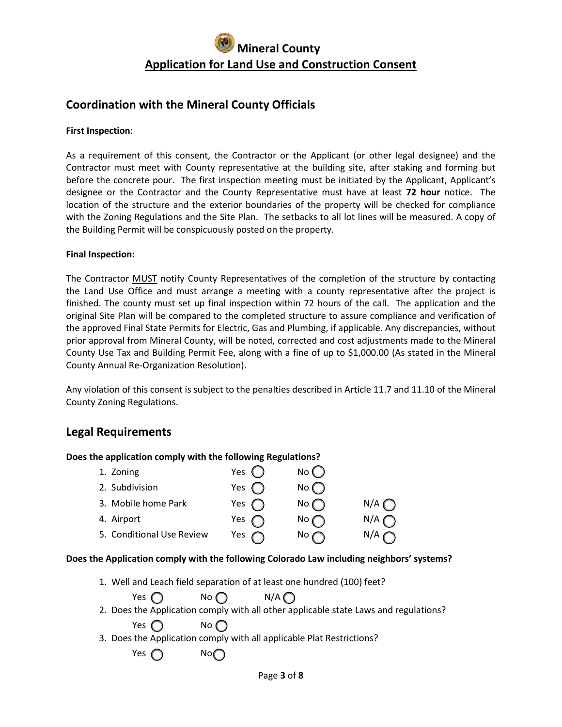# Mineral County

## Application for Land Use and Construction Consent

## Coordination with the Mineral County Officials

**First Inspection**:

As a requirement of this consent, the Contractor or the Applicant (or other legal designee) and the Contractor must meet with County representative at the building site, after staking and forming but before the concrete pour. The first inspection meeting must be initiated by the Applicant, Applicant's designee or the Contractor and the County Representative must have at least **72 hour** notice. The location of the structure and the exterior boundaries of the property will be checked for compliance with the Zoning Regulations and the Site Plan. The setbacks to all lot lines will be measured. A copy of the Building Permit will be conspicuously posted on the property.

**Final Inspection:**

The Contractor MUST notify County Representatives of the completion of the structure by contacting the Land Use Office and must arrange a meeting with a county representative after the project is finished. The county must set up final inspection within 72 hours of the call. The application and the original Site Plan will be compared to the completed structure to assure compliance and verification of the approved Final State Permits for Electric, Gas and Plumbing, if applicable. Any discrepancies, without prior approval from Mineral County, will be noted, corrected and cost adjustments made to the Mineral County Use Tax and Building Permit Fee, along with a fine of up to $1,000.00 (As stated in the Mineral County Annual Re-Organization Resolution).

Any violation of this consent is subject to the penalties described in Article 11.7 and 11.10 of the Mineral County Zoning Regulations.

## Legal Requirements

**Does the application comply with the following Regulations?**

1. Zoning Yes ◯ No ◯
2. Subdivision Yes ◯ No ◯
3. Mobile home Park Yes ◯ No ◯ N/A ◯
4. Airport Yes ◯ No ◯ N/A ◯
5. Conditional Use Review Yes ◯ No ◯ N/A ◯

**Does the Application comply with the following Colorado Law including neighbors' systems?**

1. Well and Leach field separation of at least one hundred (100) feet?
   Yes ◯ No ◯ N/A ◯
2. Does the Application comply with all other applicable state Laws and regulations?
   Yes ◯ No ◯
3. Does the Application comply with all applicable Plat Restrictions?
   Yes ◯ No ◯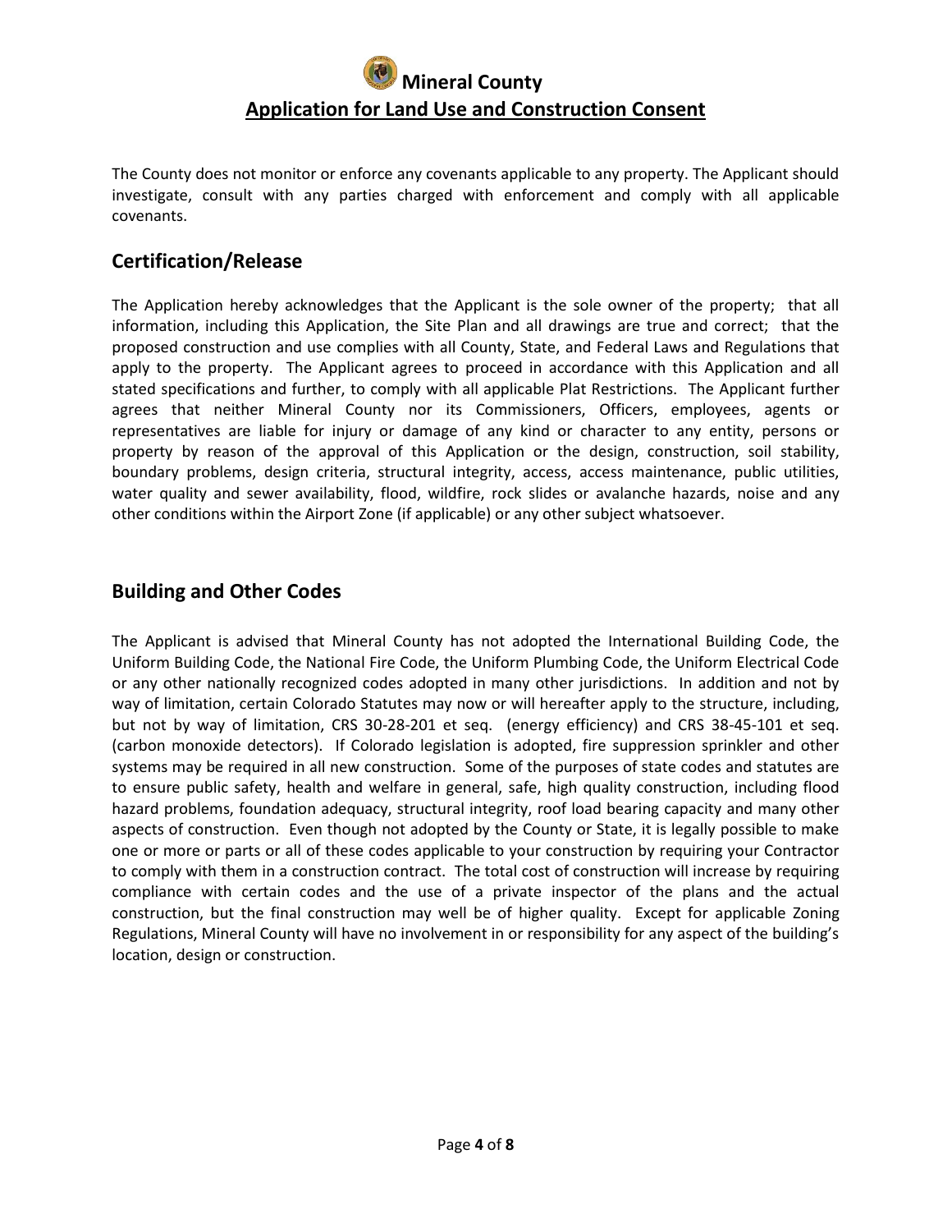# Mineral County

## Application for Land Use and Construction Consent

The County does not monitor or enforce any covenants applicable to any property. The Applicant should investigate, consult with any parties charged with enforcement and comply with all applicable covenants.

## Certification/Release

The Application hereby acknowledges that the Applicant is the sole owner of the property; that all information, including this Application, the Site Plan and all drawings are true and correct; that the proposed construction and use complies with all County, State, and Federal Laws and Regulations that apply to the property. The Applicant agrees to proceed in accordance with this Application and all stated specifications and further, to comply with all applicable Plat Restrictions. The Applicant further agrees that neither Mineral County nor its Commissioners, Officers, employees, agents or representatives are liable for injury or damage of any kind or character to any entity, persons or property by reason of the approval of this Application or the design, construction, soil stability, boundary problems, design criteria, structural integrity, access, access maintenance, public utilities, water quality and sewer availability, flood, wildfire, rock slides or avalanche hazards, noise and any other conditions within the Airport Zone (if applicable) or any other subject whatsoever.

## Building and Other Codes

The Applicant is advised that Mineral County has not adopted the International Building Code, the Uniform Building Code, the National Fire Code, the Uniform Plumbing Code, the Uniform Electrical Code or any other nationally recognized codes adopted in many other jurisdictions. In addition and not by way of limitation, certain Colorado Statutes may now or will hereafter apply to the structure, including, but not by way of limitation, CRS 30-28-201 et seq. (energy efficiency) and CRS 38-45-101 et seq. (carbon monoxide detectors). If Colorado legislation is adopted, fire suppression sprinkler and other systems may be required in all new construction. Some of the purposes of state codes and statutes are to ensure public safety, health and welfare in general, safe, high quality construction, including flood hazard problems, foundation adequacy, structural integrity, roof load bearing capacity and many other aspects of construction. Even though not adopted by the County or State, it is legally possible to make one or more or parts or all of these codes applicable to your construction by requiring your Contractor to comply with them in a construction contract. The total cost of construction will increase by requiring compliance with certain codes and the use of a private inspector of the plans and the actual construction, but the final construction may well be of higher quality. Except for applicable Zoning Regulations, Mineral County will have no involvement in or responsibility for any aspect of the building's location, design or construction.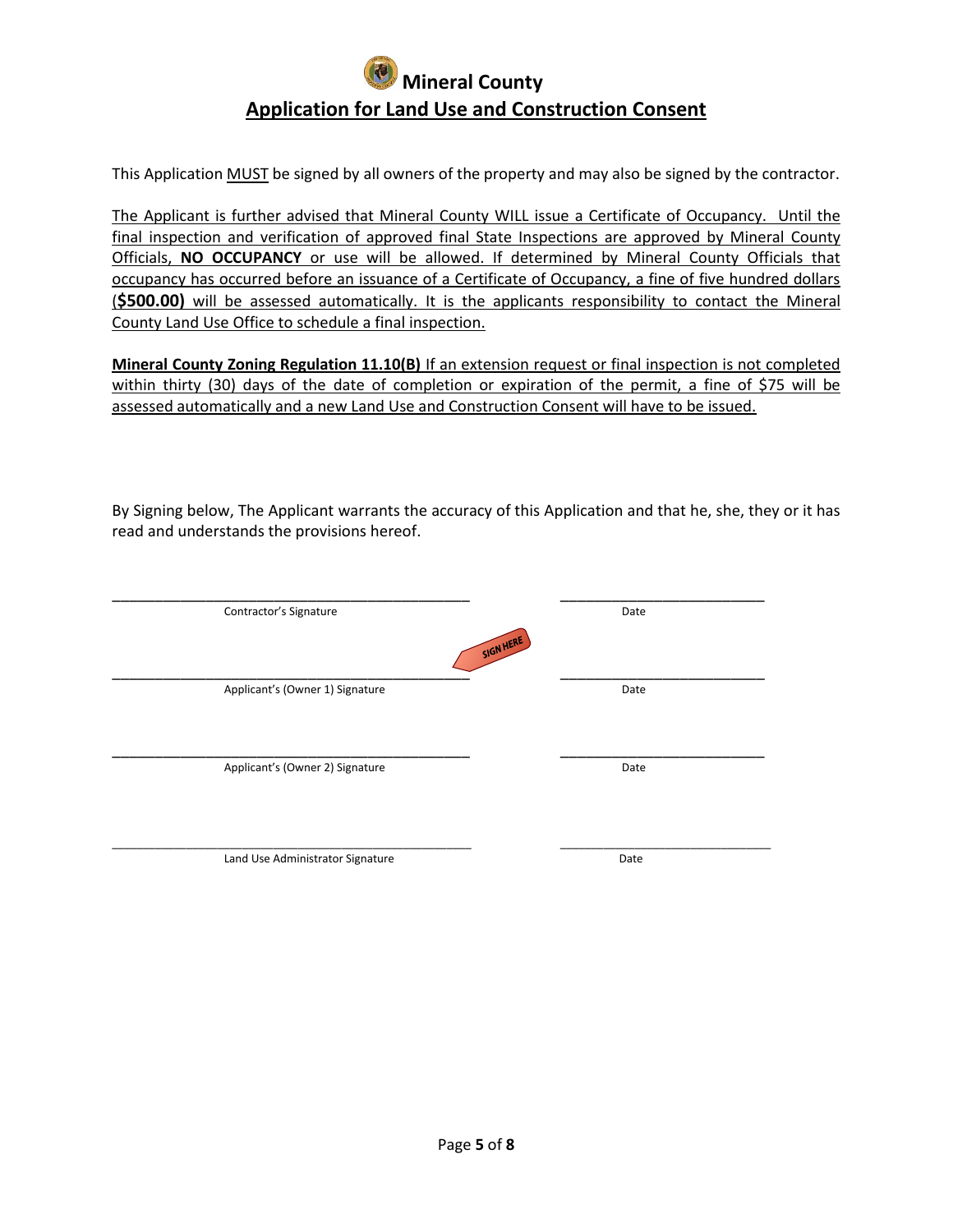# Mineral County

## Application for Land Use and Construction Consent

This Application MUST be signed by all owners of the property and may also be signed by the contractor.

The Applicant is further advised that Mineral County WILL issue a Certificate of Occupancy. Until the final inspection and verification of approved final State Inspections are approved by Mineral County Officials, **NO OCCUPANCY** or use will be allowed. If determined by Mineral County Officials that occupancy has occurred before an issuance of a Certificate of Occupancy, a fine of five hundred dollars (**$500.00)** will be assessed automatically. It is the applicants responsibility to contact the Mineral County Land Use Office to schedule a final inspection.

**Mineral County Zoning Regulation 11.10(B)** If an extension request or final inspection is not completed within thirty (30) days of the date of completion or expiration of the permit, a fine of $75 will be assessed automatically and a new Land Use and Construction Consent will have to be issued.

By Signing below, The Applicant warrants the accuracy of this Application and that he, she, they or it has read and understands the provisions hereof.

_______________________________________________ &nbsp;&nbsp;&nbsp;&nbsp; ___________________________
Contractor's Signature &nbsp;&nbsp;&nbsp;&nbsp; Date

SIGN HERE

_______________________________________________ &nbsp;&nbsp;&nbsp;&nbsp; ___________________________
Applicant's (Owner 1) Signature &nbsp;&nbsp;&nbsp;&nbsp; Date

_______________________________________________ &nbsp;&nbsp;&nbsp;&nbsp; ___________________________
Applicant's (Owner 2) Signature &nbsp;&nbsp;&nbsp;&nbsp; Date

_______________________________________________ &nbsp;&nbsp;&nbsp;&nbsp; ___________________________
Land Use Administrator Signature &nbsp;&nbsp;&nbsp;&nbsp; Date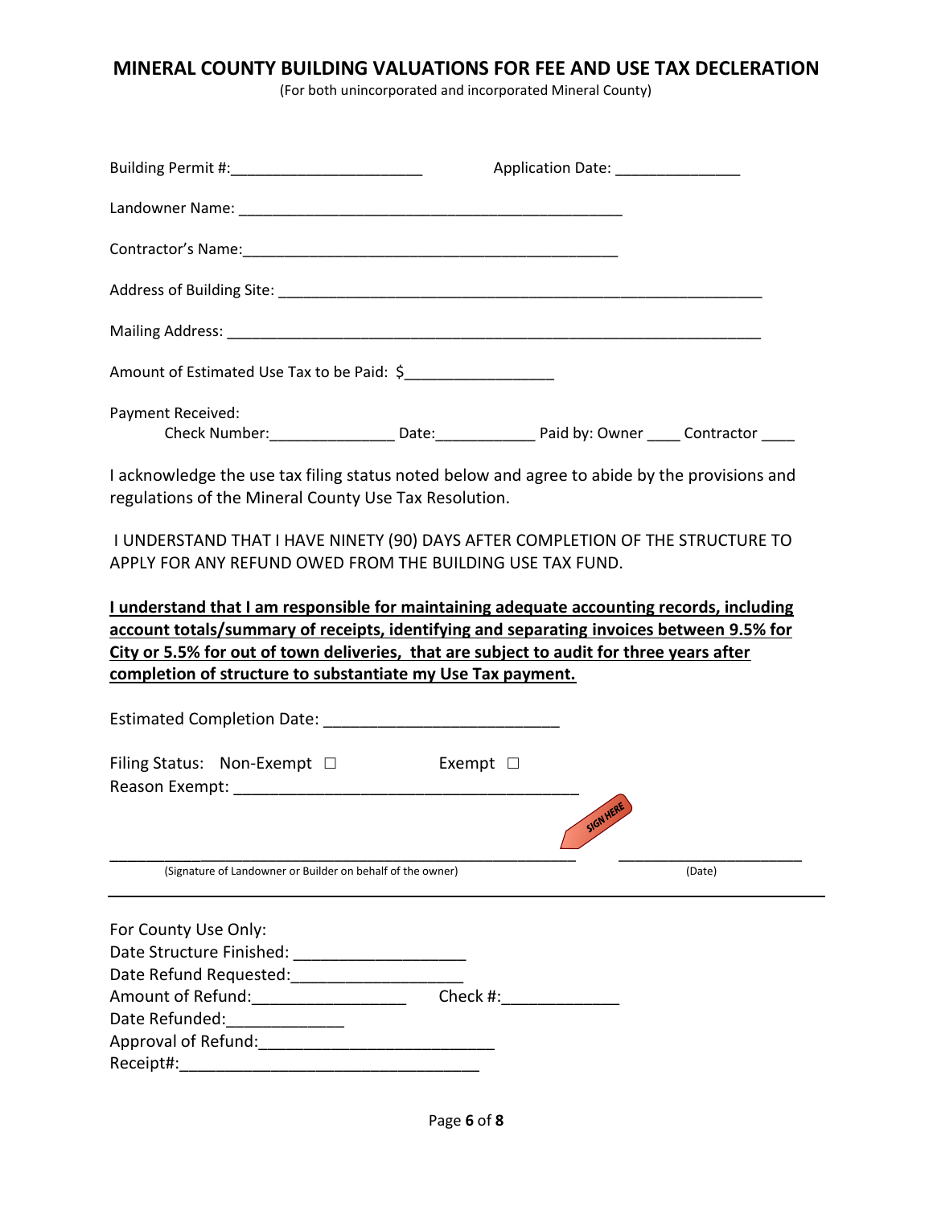# MINERAL COUNTY BUILDING VALUATIONS FOR FEE AND USE TAX DECLERATION

(For both unincorporated and incorporated Mineral County)

Building Permit #:_______________________ Application Date: _______________

Landowner Name: ______________________________________________

Contractor's Name:_____________________________________________

Address of Building Site: ____________________________________________________________

Mailing Address: __________________________________________________________________

Amount of Estimated Use Tax to be Paid: $_________________

Payment Received:

Check Number:_______________ Date:____________ Paid by: Owner ____ Contractor ____

I acknowledge the use tax filing status noted below and agree to abide by the provisions and regulations of the Mineral County Use Tax Resolution.

I UNDERSTAND THAT I HAVE NINETY (90) DAYS AFTER COMPLETION OF THE STRUCTURE TO APPLY FOR ANY REFUND OWED FROM THE BUILDING USE TAX FUND.

**I understand that I am responsible for maintaining adequate accounting records, including account totals/summary of receipts, identifying and separating invoices between 9.5% for City or 5.5% for out of town deliveries, that are subject to audit for three years after completion of structure to substantiate my Use Tax payment.**

Estimated Completion Date: __________________________

Filing Status: Non-Exempt ☐ Exempt ☐

Reason Exempt: _______________________________________

SIGN HERE

_____________________________________________________ _____________________

(Signature of Landowner or Builder on behalf of the owner) (Date)

---

For County Use Only:

Date Structure Finished: ___________________

Date Refund Requested:___________________

Amount of Refund:_________________ Check #:_____________

Date Refunded:_____________

Approval of Refund:__________________________

Receipt#:________________________________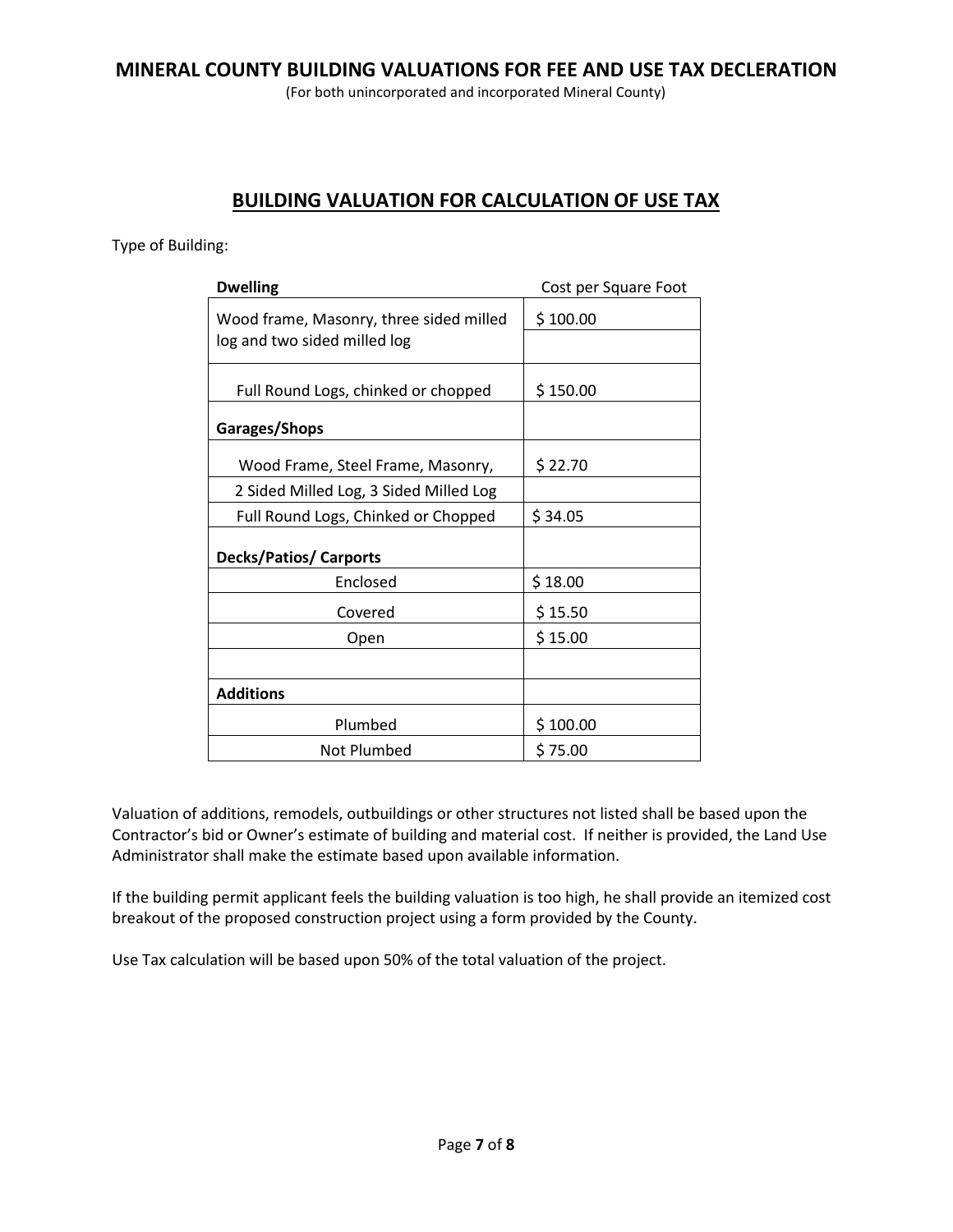# MINERAL COUNTY BUILDING VALUATIONS FOR FEE AND USE TAX DECLERATION

(For both unincorporated and incorporated Mineral County)

## BUILDING VALUATION FOR CALCULATION OF USE TAX

Type of Building:

| **Dwelling** | Cost per Square Foot |
|---|---|
| Wood frame, Masonry, three sided milled log and two sided milled log | $ 100.00 |
| Full Round Logs, chinked or chopped | $ 150.00 |
| **Garages/Shops** | |
| Wood Frame, Steel Frame, Masonry, | $ 22.70 |
| 2 Sided Milled Log, 3 Sided Milled Log | |
| Full Round Logs, Chinked or Chopped | $ 34.05 |
| **Decks/Patios/ Carports** | |
| Enclosed | $ 18.00 |
| Covered | $ 15.50 |
| Open | $ 15.00 |
| | |
| **Additions** | |
| Plumbed | $ 100.00 |
| Not Plumbed | $ 75.00 |

Valuation of additions, remodels, outbuildings or other structures not listed shall be based upon the Contractor's bid or Owner's estimate of building and material cost. If neither is provided, the Land Use Administrator shall make the estimate based upon available information.

If the building permit applicant feels the building valuation is too high, he shall provide an itemized cost breakout of the proposed construction project using a form provided by the County.

Use Tax calculation will be based upon 50% of the total valuation of the project.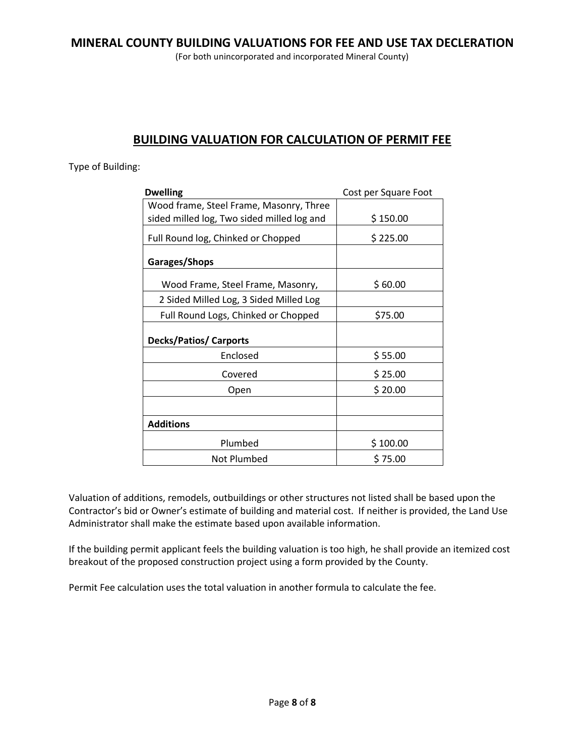# MINERAL COUNTY BUILDING VALUATIONS FOR FEE AND USE TAX DECLERATION

(For both unincorporated and incorporated Mineral County)

## BUILDING VALUATION FOR CALCULATION OF PERMIT FEE

Type of Building:

| **Dwelling** | Cost per Square Foot |
|---|---|
| Wood frame, Steel Frame, Masonry, Three sided milled log, Two sided milled log and | $ 150.00 |
| Full Round log, Chinked or Chopped | $ 225.00 |
| **Garages/Shops** | |
| Wood Frame, Steel Frame, Masonry, | $ 60.00 |
| 2 Sided Milled Log, 3 Sided Milled Log | |
| Full Round Logs, Chinked or Chopped | $75.00 |
| **Decks/Patios/ Carports** | |
| Enclosed | $ 55.00 |
| Covered | $ 25.00 |
| Open | $ 20.00 |
| | |
| **Additions** | |
| Plumbed | $ 100.00 |
| Not Plumbed | $ 75.00 |

Valuation of additions, remodels, outbuildings or other structures not listed shall be based upon the Contractor's bid or Owner's estimate of building and material cost. If neither is provided, the Land Use Administrator shall make the estimate based upon available information.

If the building permit applicant feels the building valuation is too high, he shall provide an itemized cost breakout of the proposed construction project using a form provided by the County.

Permit Fee calculation uses the total valuation in another formula to calculate the fee.